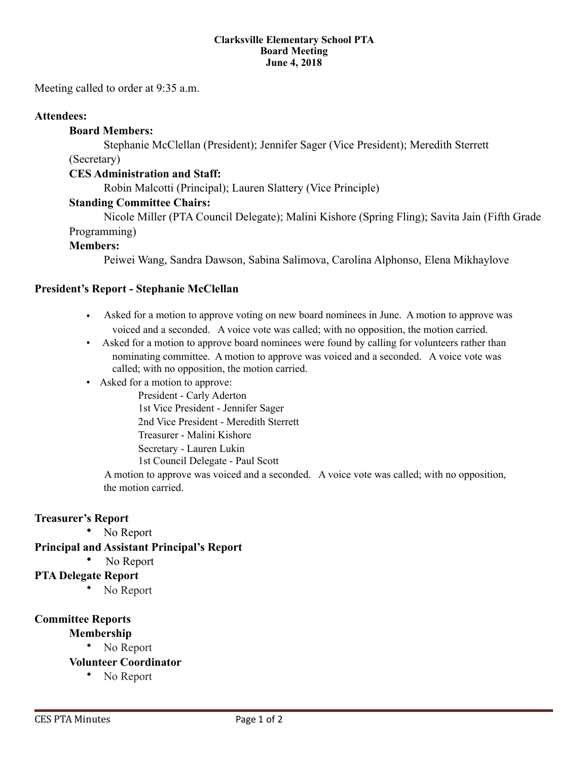**Clarksville Elementary School PTA**
**Board Meeting**
**June 4, 2018**

Meeting called to order at 9:35 a.m.

**Attendees:**

**Board Members:**

Stephanie McClellan (President); Jennifer Sager (Vice President); Meredith Sterrett (Secretary)

**CES Administration and Staff:**

Robin Malcotti (Principal); Lauren Slattery (Vice Principle)

**Standing Committee Chairs:**

Nicole Miller (PTA Council Delegate); Malini Kishore (Spring Fling); Savita Jain (Fifth Grade Programming)

**Members:**

Peiwei Wang, Sandra Dawson, Sabina Salimova, Carolina Alphonso, Elena Mikhaylove

## President's Report - Stephanie McClellan

- Asked for a motion to approve voting on new board nominees in June. A motion to approve was voiced and a seconded. A voice vote was called; with no opposition, the motion carried.
- Asked for a motion to approve board nominees were found by calling for volunteers rather than nominating committee. A motion to approve was voiced and a seconded. A voice vote was called; with no opposition, the motion carried.
- Asked for a motion to approve:
  - President - Carly Aderton
  - 1st Vice President - Jennifer Sager
  - 2nd Vice President - Meredith Sterrett
  - Treasurer - Malini Kishore
  - Secretary - Lauren Lukin
  - 1st Council Delegate - Paul Scott

  A motion to approve was voiced and a seconded. A voice vote was called; with no opposition, the motion carried.

## Treasurer's Report

- No Report

## Principal and Assistant Principal's Report

- No Report

## PTA Delegate Report

- No Report

## Committee Reports

### Membership

- No Report

### Volunteer Coordinator

- No Report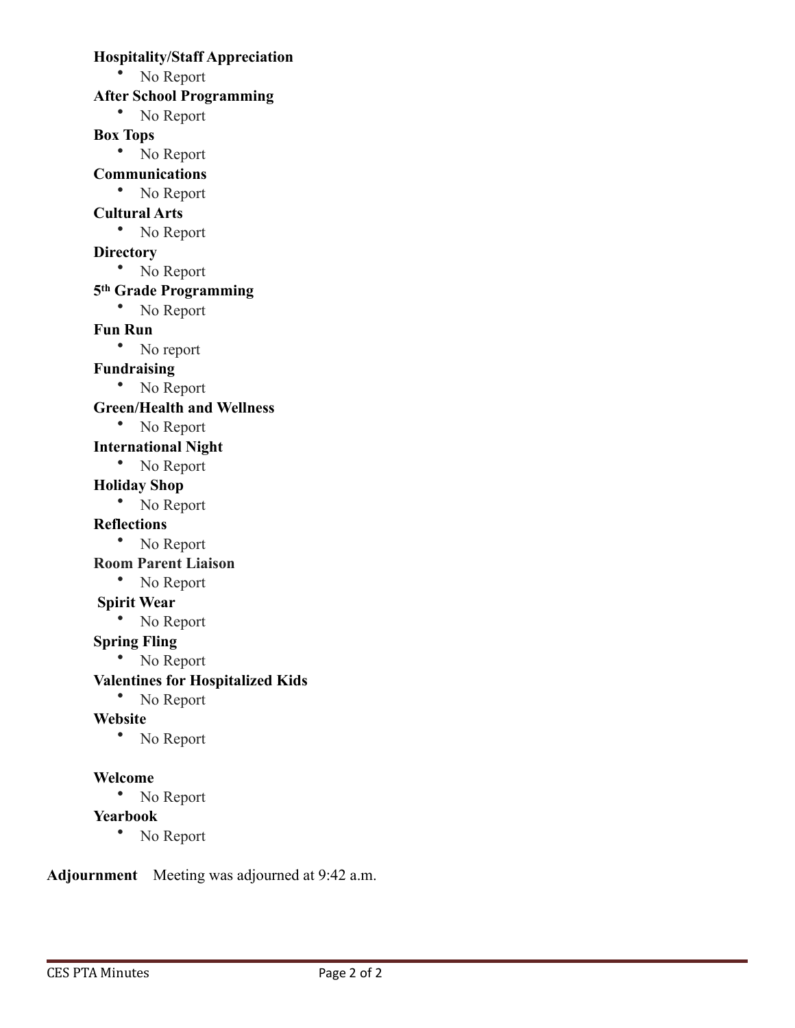**Hospitality/Staff Appreciation**

- No Report

**After School Programming**

- No Report

**Box Tops**

- No Report

**Communications**

- No Report

**Cultural Arts**

- No Report

**Directory**

- No Report

**5th Grade Programming**

- No Report

**Fun Run**

- No report

**Fundraising**

- No Report

**Green/Health and Wellness**

- No Report

**International Night**

- No Report

**Holiday Shop**

- No Report

**Reflections**

- No Report

**Room Parent Liaison**

- No Report

**Spirit Wear**

- No Report

**Spring Fling**

- No Report

**Valentines for Hospitalized Kids**

- No Report

**Website**

- No Report

**Welcome**

- No Report

**Yearbook**

- No Report

**Adjournment** Meeting was adjourned at 9:42 a.m.